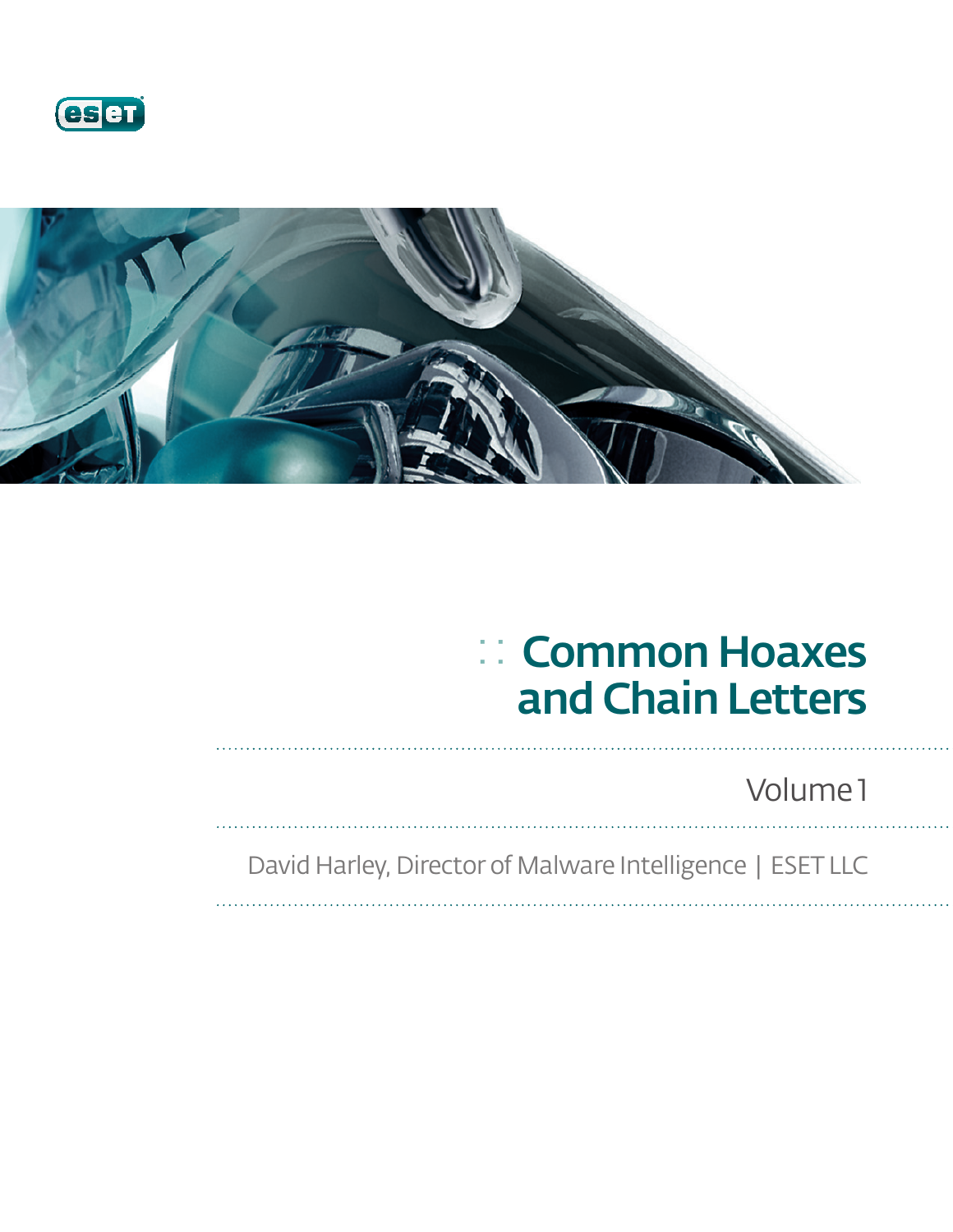# Common Hoaxes and Chain Letters

Volume 1

David Harley, Director of Malware Intelligence | ESET LLC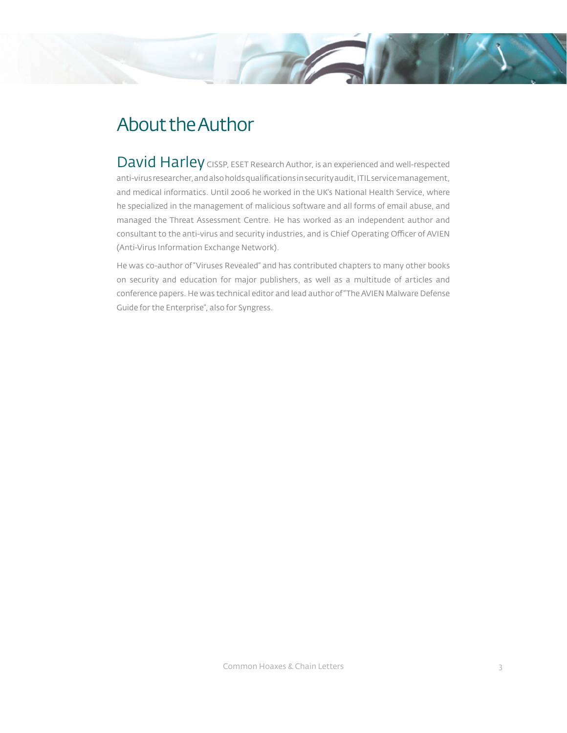# About the Author

**David Harley** CISSP, ESET Research Author, is an experienced and well-respected anti-virus researcher, and also holds qualifications in security audit, ITIL service management, and medical informatics. Until 2006 he worked in the UK's National Health Service, where he specialized in the management of malicious software and all forms of email abuse, and managed the Threat Assessment Centre. He has worked as an independent author and consultant to the anti-virus and security industries, and is Chief Operating Officer of AVIEN (Anti-Virus Information Exchange Network).

He was co-author of "Viruses Revealed" and has contributed chapters to many other books on security and education for major publishers, as well as a multitude of articles and conference papers. He was technical editor and lead author of "The AVIEN Malware Defense Guide for the Enterprise", also for Syngress.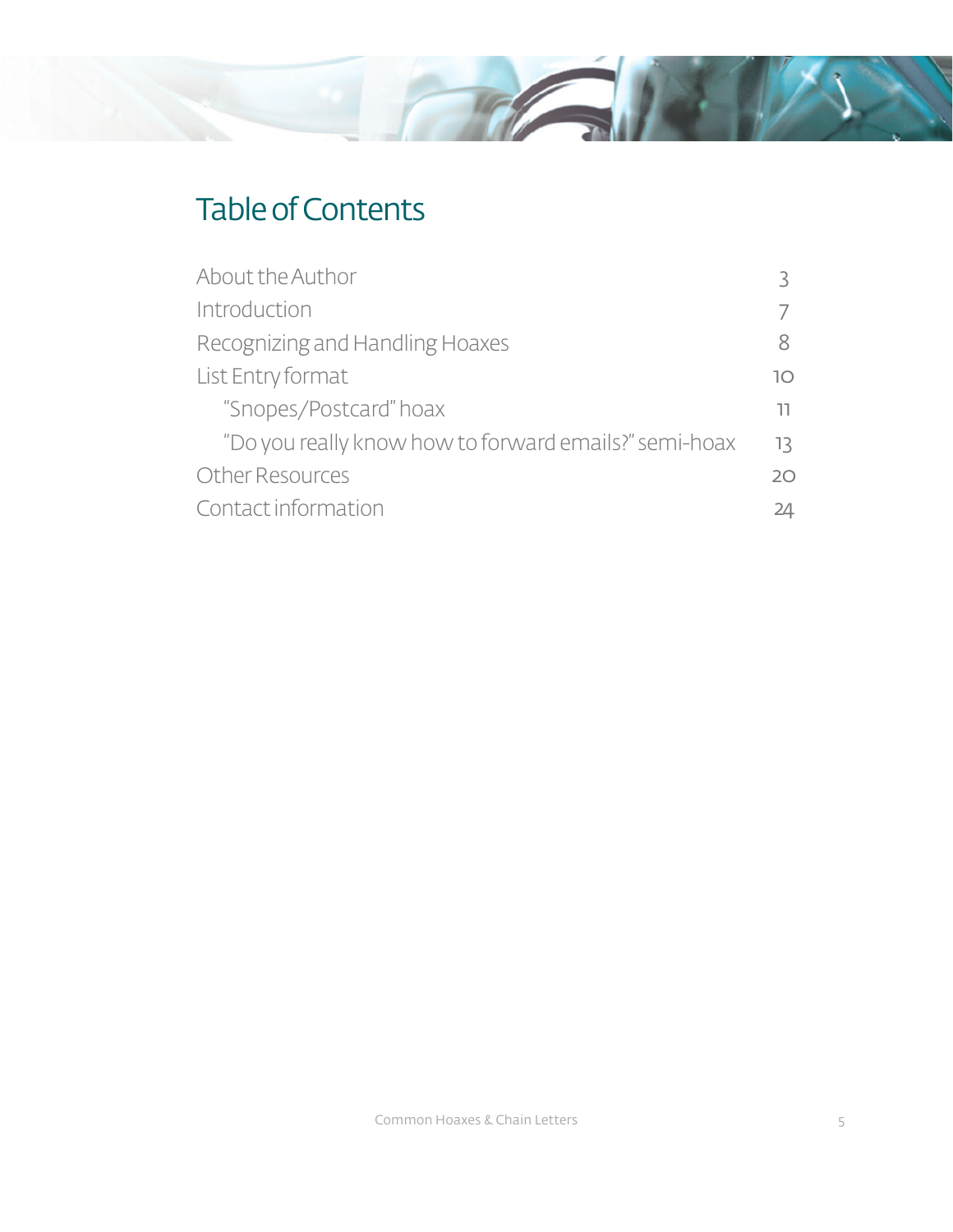# Table of Contents

| | |
|---|---|
| About the Author | 3 |
| Introduction | 7 |
| Recognizing and Handling Hoaxes | 8 |
| List Entry format | 10 |
| &nbsp;&nbsp;&nbsp;&nbsp;"Snopes/Postcard" hoax | 11 |
| &nbsp;&nbsp;&nbsp;&nbsp;"Do you really know how to forward emails?" semi-hoax | 13 |
| Other Resources | 20 |
| Contact information | 24 |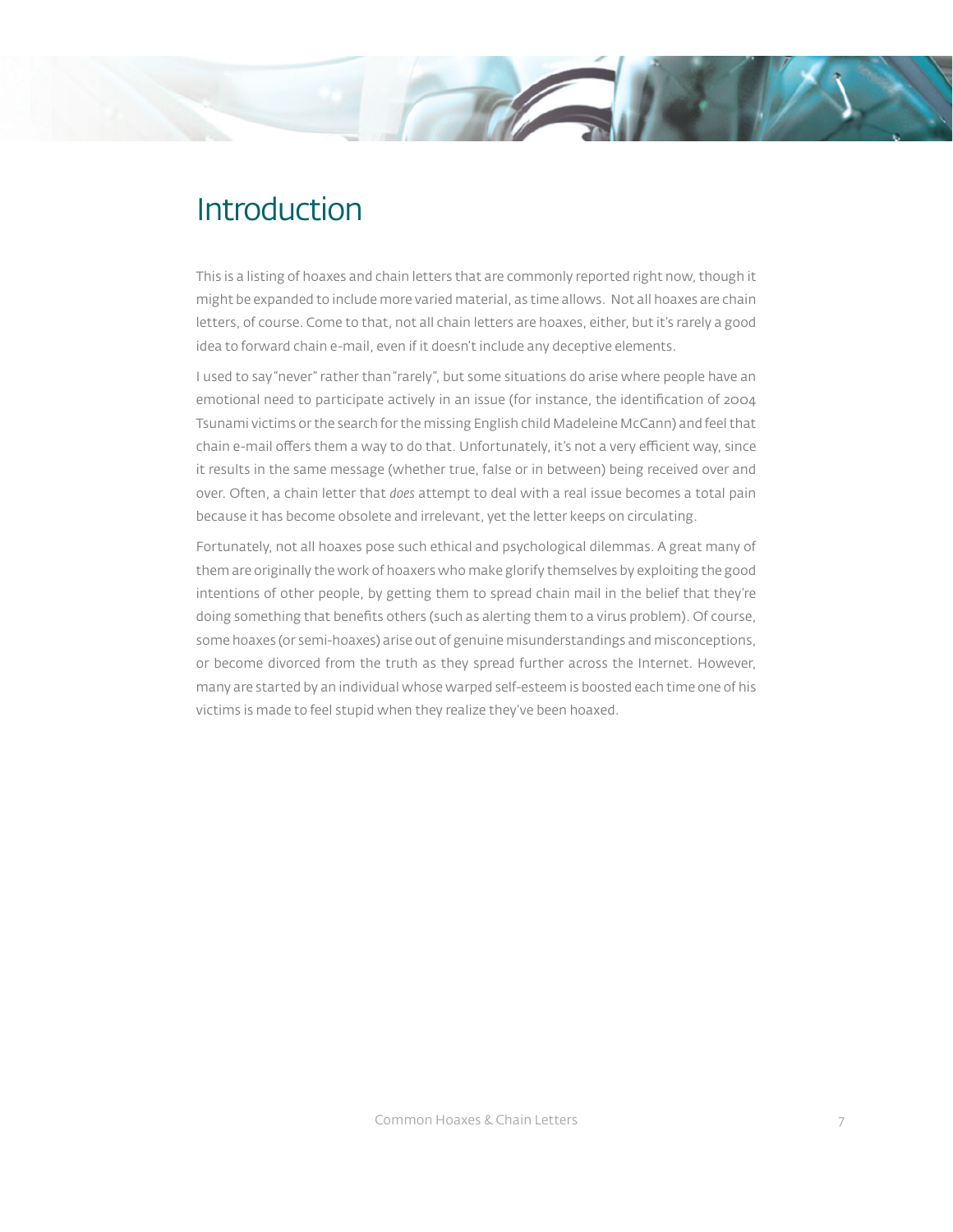# Introduction

This is a listing of hoaxes and chain letters that are commonly reported right now, though it might be expanded to include more varied material, as time allows.  Not all hoaxes are chain letters, of course. Come to that, not all chain letters are hoaxes, either, but it's rarely a good idea to forward chain e-mail, even if it doesn't include any deceptive elements.

I used to say "never" rather than "rarely", but some situations do arise where people have an emotional need to participate actively in an issue (for instance, the identification of 2004 Tsunami victims or the search for the missing English child Madeleine McCann) and feel that chain e-mail offers them a way to do that. Unfortunately, it's not a very efficient way, since it results in the same message (whether true, false or in between) being received over and over. Often, a chain letter that *does* attempt to deal with a real issue becomes a total pain because it has become obsolete and irrelevant, yet the letter keeps on circulating.

Fortunately, not all hoaxes pose such ethical and psychological dilemmas. A great many of them are originally the work of hoaxers who make glorify themselves by exploiting the good intentions of other people, by getting them to spread chain mail in the belief that they're doing something that benefits others (such as alerting them to a virus problem). Of course, some hoaxes (or semi-hoaxes) arise out of genuine misunderstandings and misconceptions, or become divorced from the truth as they spread further across the Internet. However, many are started by an individual whose warped self-esteem is boosted each time one of his victims is made to feel stupid when they realize they've been hoaxed.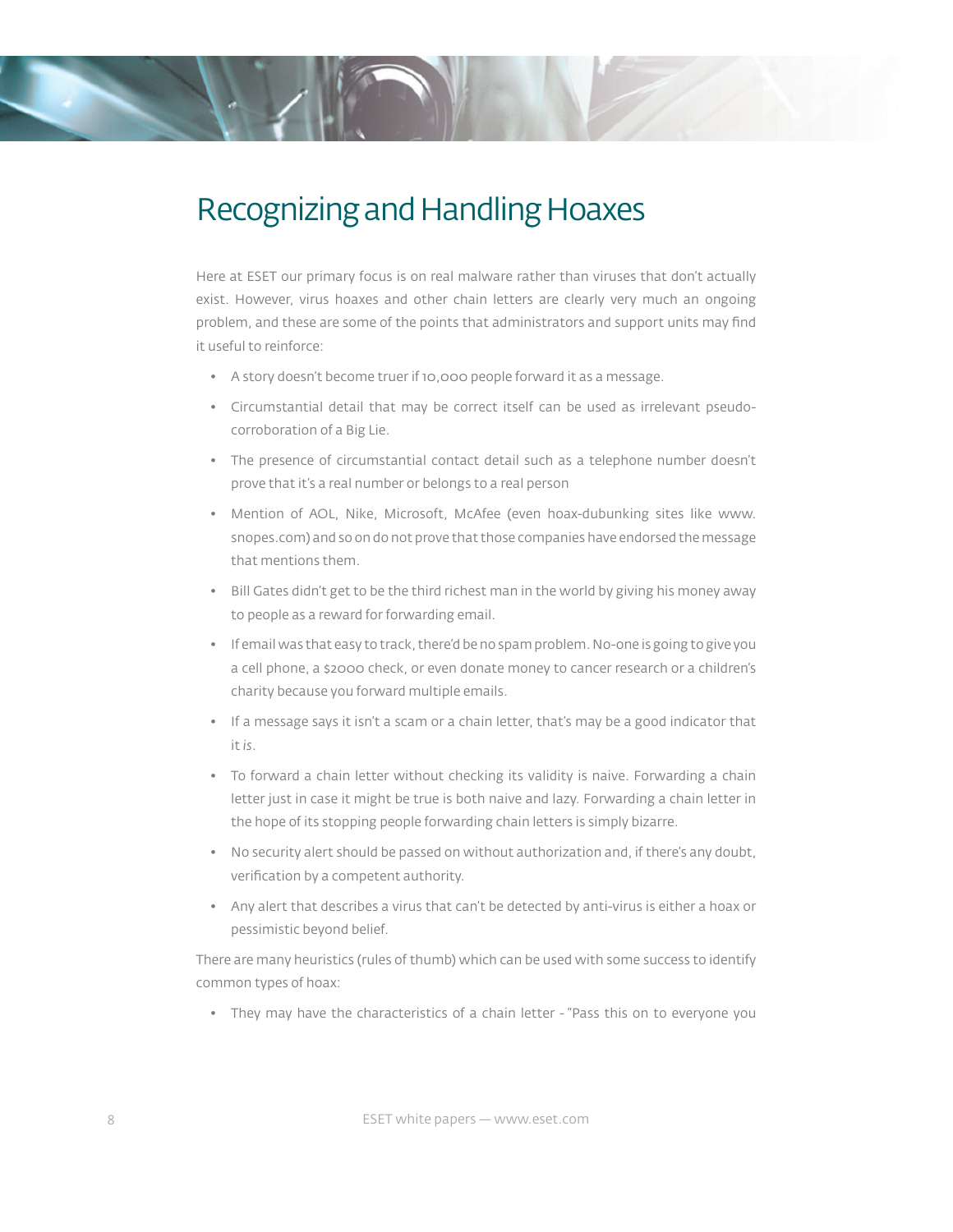# Recognizing and Handling Hoaxes

Here at ESET our primary focus is on real malware rather than viruses that don't actually exist. However, virus hoaxes and other chain letters are clearly very much an ongoing problem, and these are some of the points that administrators and support units may find it useful to reinforce:

- A story doesn't become truer if 10,000 people forward it as a message.
- Circumstantial detail that may be correct itself can be used as irrelevant pseudo-corroboration of a Big Lie.
- The presence of circumstantial contact detail such as a telephone number doesn't prove that it's a real number or belongs to a real person
- Mention of AOL, Nike, Microsoft, McAfee (even hoax-dubunking sites like www.snopes.com) and so on do not prove that those companies have endorsed the message that mentions them.
- Bill Gates didn't get to be the third richest man in the world by giving his money away to people as a reward for forwarding email.
- If email was that easy to track, there'd be no spam problem. No-one is going to give you a cell phone, a $2000 check, or even donate money to cancer research or a children's charity because you forward multiple emails.
- If a message says it isn't a scam or a chain letter, that's may be a good indicator that it *is*.
- To forward a chain letter without checking its validity is naive. Forwarding a chain letter just in case it might be true is both naive and lazy. Forwarding a chain letter in the hope of its stopping people forwarding chain letters is simply bizarre.
- No security alert should be passed on without authorization and, if there's any doubt, verification by a competent authority.
- Any alert that describes a virus that can't be detected by anti-virus is either a hoax or pessimistic beyond belief.

There are many heuristics (rules of thumb) which can be used with some success to identify common types of hoax:

- They may have the characteristics of a chain letter - "Pass this on to everyone you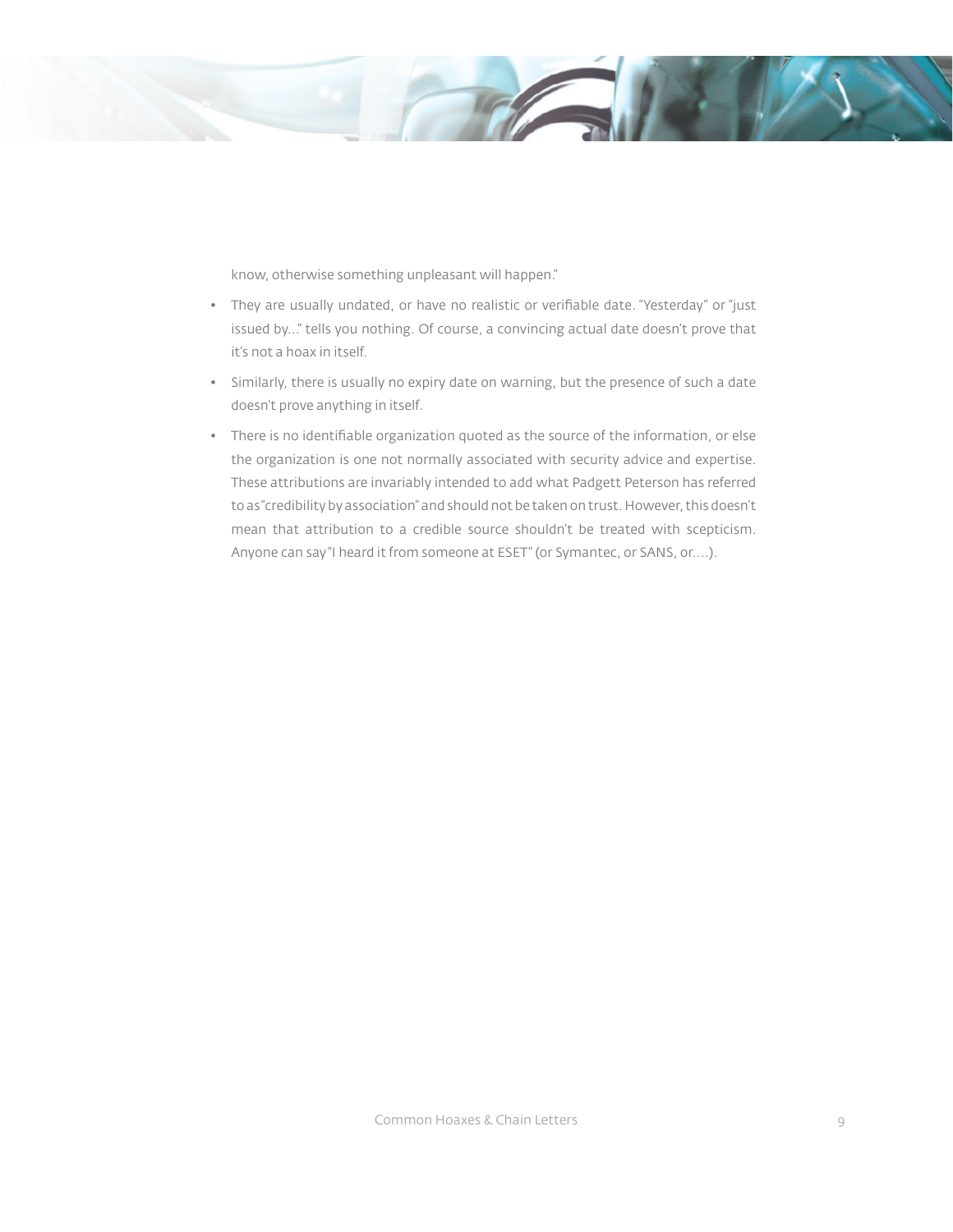know, otherwise something unpleasant will happen."

- They are usually undated, or have no realistic or verifiable date. "Yesterday" or "just issued by…" tells you nothing. Of course, a convincing actual date doesn't prove that it's not a hoax in itself.
- Similarly, there is usually no expiry date on warning, but the presence of such a date doesn't prove anything in itself.
- There is no identifiable organization quoted as the source of the information, or else the organization is one not normally associated with security advice and expertise. These attributions are invariably intended to add what Padgett Peterson has referred to as "credibility by association" and should not be taken on trust. However, this doesn't mean that attribution to a credible source shouldn't be treated with scepticism. Anyone can say "I heard it from someone at ESET" (or Symantec, or SANS, or….).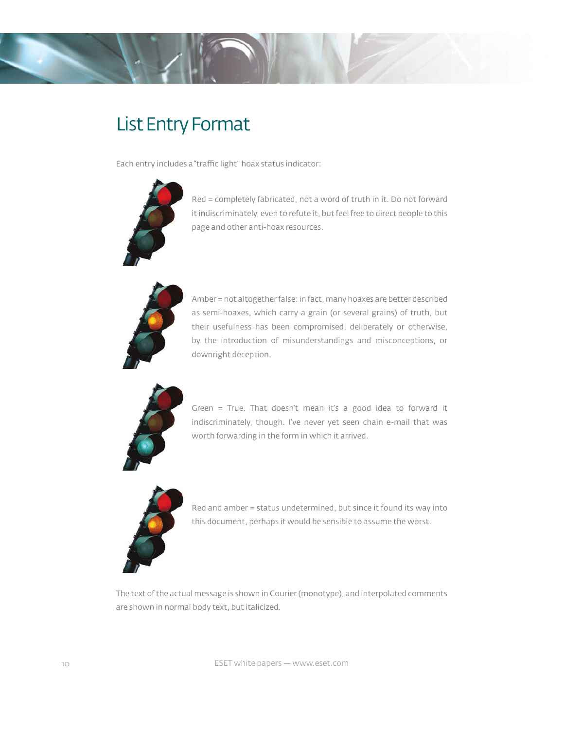# List Entry Format

Each entry includes a "traffic light" hoax status indicator:

Red = completely fabricated, not a word of truth in it. Do not forward it indiscriminately, even to refute it, but feel free to direct people to this page and other anti-hoax resources.

Amber = not altogether false: in fact, many hoaxes are better described as semi-hoaxes, which carry a grain (or several grains) of truth, but their usefulness has been compromised, deliberately or otherwise, by the introduction of misunderstandings and misconceptions, or downright deception.

Green = True. That doesn't mean it's a good idea to forward it indiscriminately, though. I've never yet seen chain e-mail that was worth forwarding in the form in which it arrived.

Red and amber = status undetermined, but since it found its way into this document, perhaps it would be sensible to assume the worst.

The text of the actual message is shown in Courier (monotype), and interpolated comments are shown in normal body text, but italicized.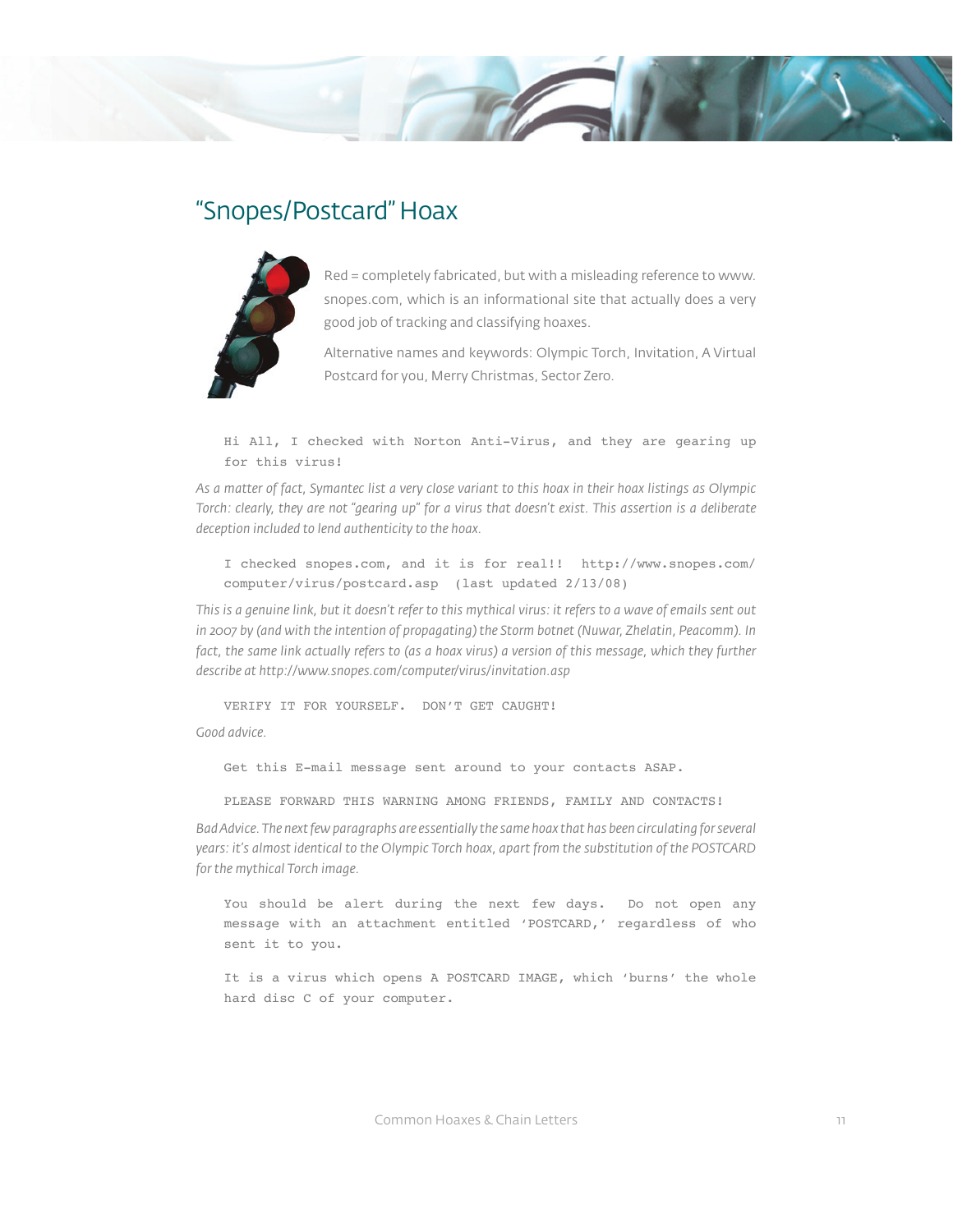## "Snopes/Postcard" Hoax

Red = completely fabricated, but with a misleading reference to www.snopes.com, which is an informational site that actually does a very good job of tracking and classifying hoaxes.

Alternative names and keywords: Olympic Torch, Invitation, A Virtual Postcard for you, Merry Christmas, Sector Zero.

```
Hi All, I checked with Norton Anti-Virus, and they are gearing up for this virus!
```

*As a matter of fact, Symantec list a very close variant to this hoax in their hoax listings as Olympic Torch: clearly, they are not "gearing up" for a virus that doesn't exist. This assertion is a deliberate deception included to lend authenticity to the hoax.*

```
I checked snopes.com, and it is for real!!  http://www.snopes.com/computer/virus/postcard.asp  (last updated 2/13/08)
```

*This is a genuine link, but it doesn't refer to this mythical virus: it refers to a wave of emails sent out in 2007 by (and with the intention of propagating) the Storm botnet (Nuwar, Zhelatin, Peacomm). In fact, the same link actually refers to (as a hoax virus) a version of this message, which they further describe at http://www.snopes.com/computer/virus/invitation.asp*

```
VERIFY IT FOR YOURSELF.  DON'T GET CAUGHT!
```

*Good advice.*

```
Get this E-mail message sent around to your contacts ASAP.

PLEASE FORWARD THIS WARNING AMONG FRIENDS, FAMILY AND CONTACTS!
```

*Bad Advice. The next few paragraphs are essentially the same hoax that has been circulating for several years: it's almost identical to the Olympic Torch hoax, apart from the substitution of the POSTCARD for the mythical Torch image.*

```
You should be alert during the next few days.  Do not open any message with an attachment entitled 'POSTCARD,' regardless of who sent it to you.

It is a virus which opens A POSTCARD IMAGE, which 'burns' the whole hard disc C of your computer.
```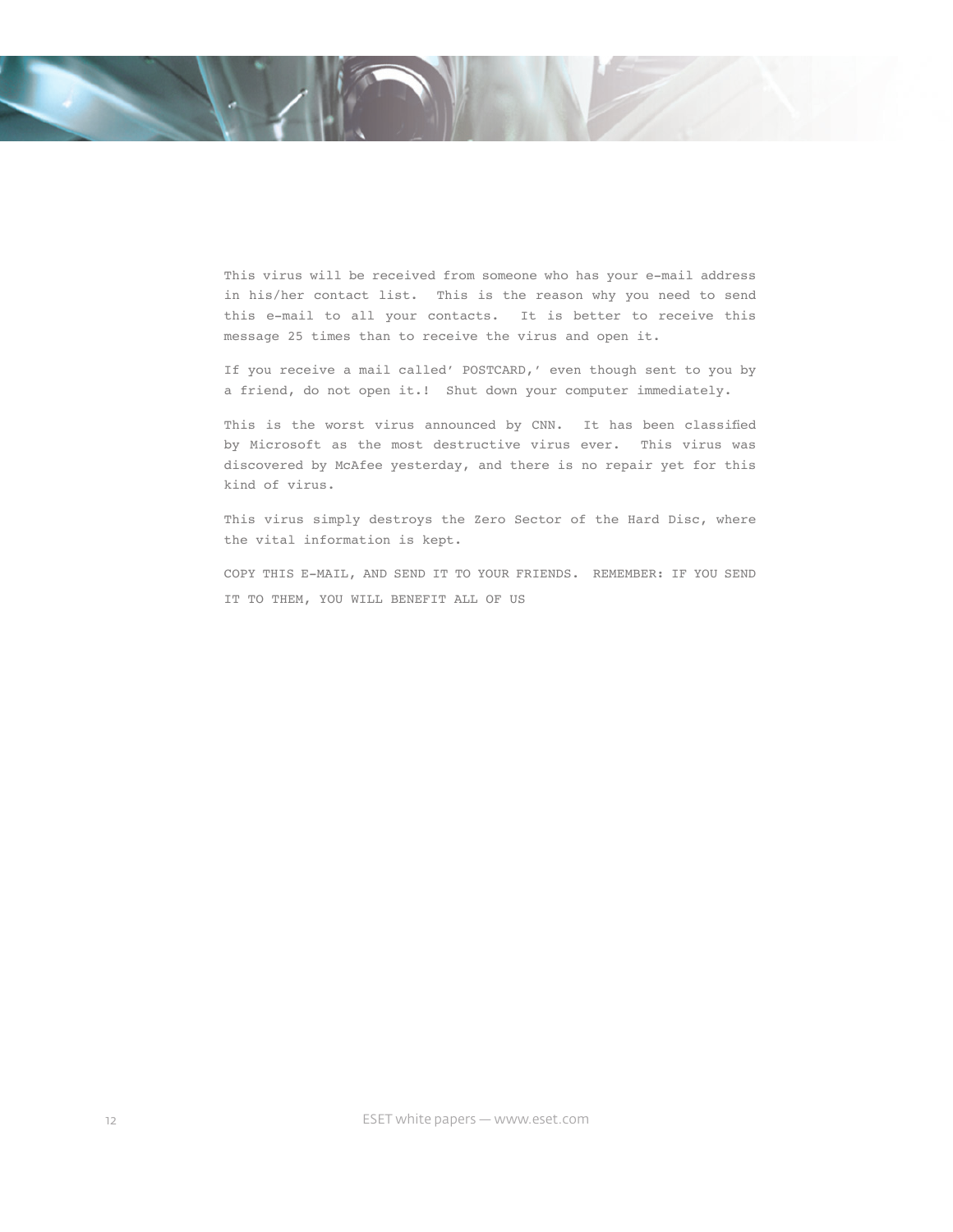This virus will be received from someone who has your e-mail address in his/her contact list. This is the reason why you need to send this e-mail to all your contacts. It is better to receive this message 25 times than to receive the virus and open it.

If you receive a mail called' POSTCARD,' even though sent to you by a friend, do not open it.! Shut down your computer immediately.

This is the worst virus announced by CNN. It has been classified by Microsoft as the most destructive virus ever. This virus was discovered by McAfee yesterday, and there is no repair yet for this kind of virus.

This virus simply destroys the Zero Sector of the Hard Disc, where the vital information is kept.

COPY THIS E-MAIL, AND SEND IT TO YOUR FRIENDS. REMEMBER: IF YOU SEND IT TO THEM, YOU WILL BENEFIT ALL OF US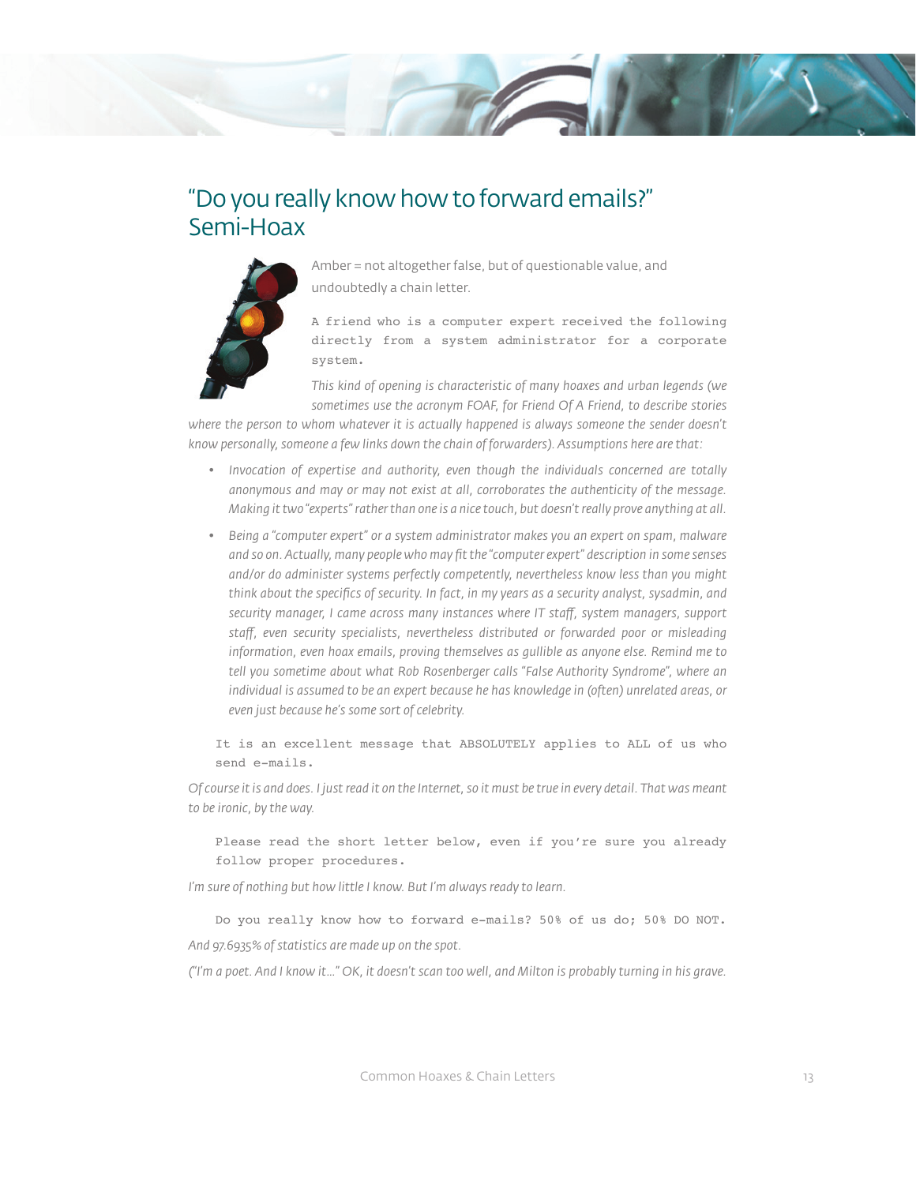# "Do you really know how to forward emails?" Semi-Hoax

Amber = not altogether false, but of questionable value, and undoubtedly a chain letter.

```
A friend who is a computer expert received the following directly from a system administrator for a corporate system.
```

*This kind of opening is characteristic of many hoaxes and urban legends (we sometimes use the acronym FOAF, for Friend Of A Friend, to describe stories where the person to whom whatever it is actually happened is always someone the sender doesn't know personally, someone a few links down the chain of forwarders). Assumptions here are that:*

- *Invocation of expertise and authority, even though the individuals concerned are totally anonymous and may or may not exist at all, corroborates the authenticity of the message. Making it two "experts" rather than one is a nice touch, but doesn't really prove anything at all.*
- *Being a "computer expert" or a system administrator makes you an expert on spam, malware and so on. Actually, many people who may fit the "computer expert" description in some senses and/or do administer systems perfectly competently, nevertheless know less than you might think about the specifics of security. In fact, in my years as a security analyst, sysadmin, and security manager, I came across many instances where IT staff, system managers, support staff, even security specialists, nevertheless distributed or forwarded poor or misleading information, even hoax emails, proving themselves as gullible as anyone else. Remind me to tell you sometime about what Rob Rosenberger calls "False Authority Syndrome", where an individual is assumed to be an expert because he has knowledge in (often) unrelated areas, or even just because he's some sort of celebrity.*

```
It is an excellent message that ABSOLUTELY applies to ALL of us who send e-mails.
```

*Of course it is and does. I just read it on the Internet, so it must be true in every detail. That was meant to be ironic, by the way.*

```
Please read the short letter below, even if you're sure you already follow proper procedures.
```

*I'm sure of nothing but how little I know. But I'm always ready to learn.*

```
Do you really know how to forward e-mails? 50% of us do; 50% DO NOT.
```

*And 97.6935% of statistics are made up on the spot.*

*("I'm a poet. And I know it…" OK, it doesn't scan too well, and Milton is probably turning in his grave.*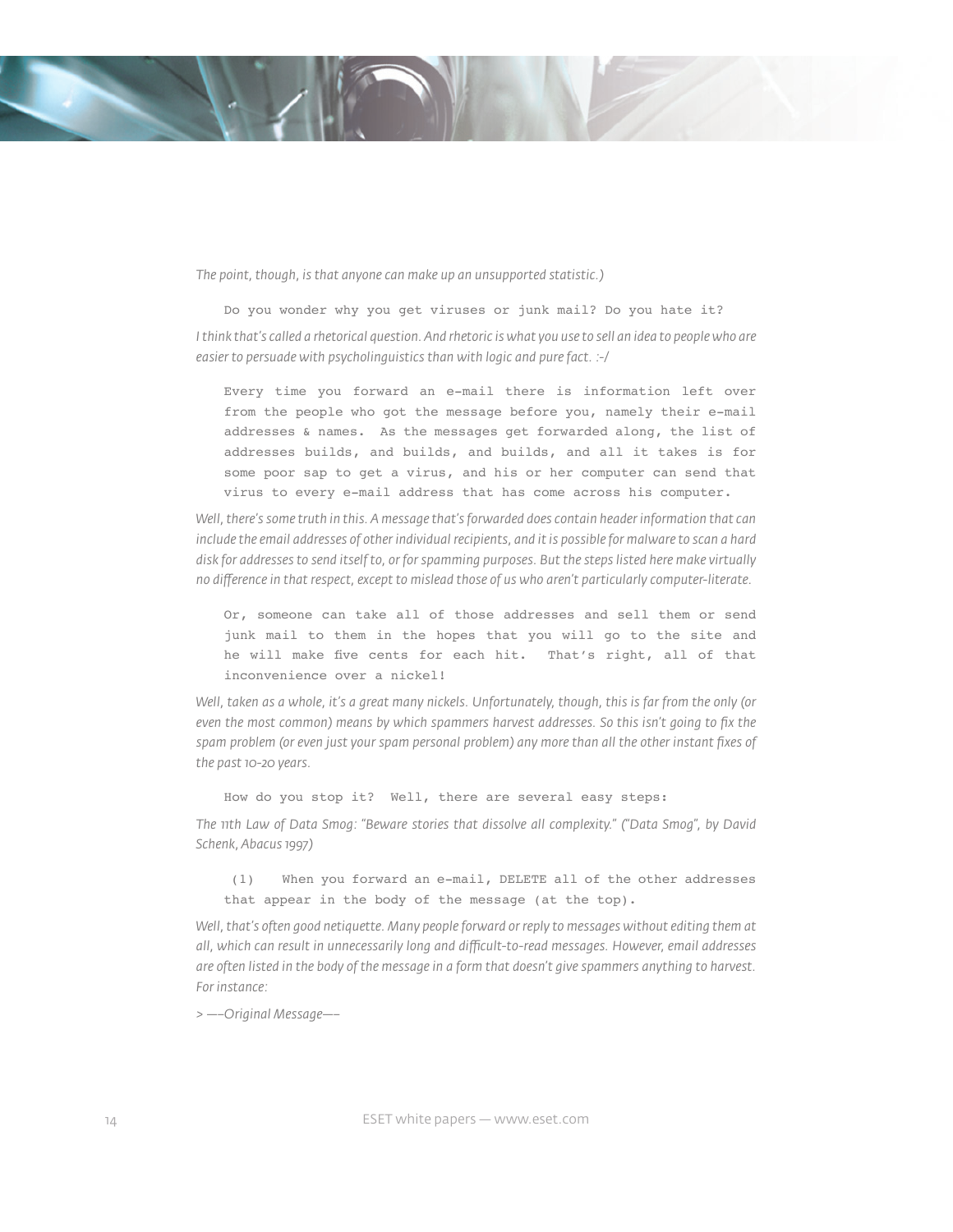*The point, though, is that anyone can make up an unsupported statistic.)*

```
Do you wonder why you get viruses or junk mail? Do you hate it?
```

*I think that's called a rhetorical question. And rhetoric is what you use to sell an idea to people who are easier to persuade with psycholinguistics than with logic and pure fact. :-/*

```
Every time you forward an e-mail there is information left over
from the people who got the message before you, namely their e-mail
addresses & names.  As the messages get forwarded along, the list of
addresses builds, and builds, and builds, and all it takes is for
some poor sap to get a virus, and his or her computer can send that
virus to every e-mail address that has come across his computer.
```

*Well, there's some truth in this. A message that's forwarded does contain header information that can include the email addresses of other individual recipients, and it is possible for malware to scan a hard disk for addresses to send itself to, or for spamming purposes. But the steps listed here make virtually no difference in that respect, except to mislead those of us who aren't particularly computer-literate.*

```
Or, someone can take all of those addresses and sell them or send
junk mail to them in the hopes that you will go to the site and
he will make five cents for each hit.  That's right, all of that
inconvenience over a nickel!
```

*Well, taken as a whole, it's a great many nickels. Unfortunately, though, this is far from the only (or even the most common) means by which spammers harvest addresses. So this isn't going to fix the spam problem (or even just your spam personal problem) any more than all the other instant fixes of the past 10-20 years.*

```
How do you stop it?  Well, there are several easy steps:
```

*The 11th Law of Data Smog: "Beware stories that dissolve all complexity." ("Data Smog", by David Schenk, Abacus 1997)*

```
 (1)   When you forward an e-mail, DELETE all of the other addresses
that appear in the body of the message (at the top).
```

*Well, that's often good netiquette. Many people forward or reply to messages without editing them at all, which can result in unnecessarily long and difficult-to-read messages. However, email addresses are often listed in the body of the message in a form that doesn't give spammers anything to harvest. For instance:*

*> —–Original Message—–*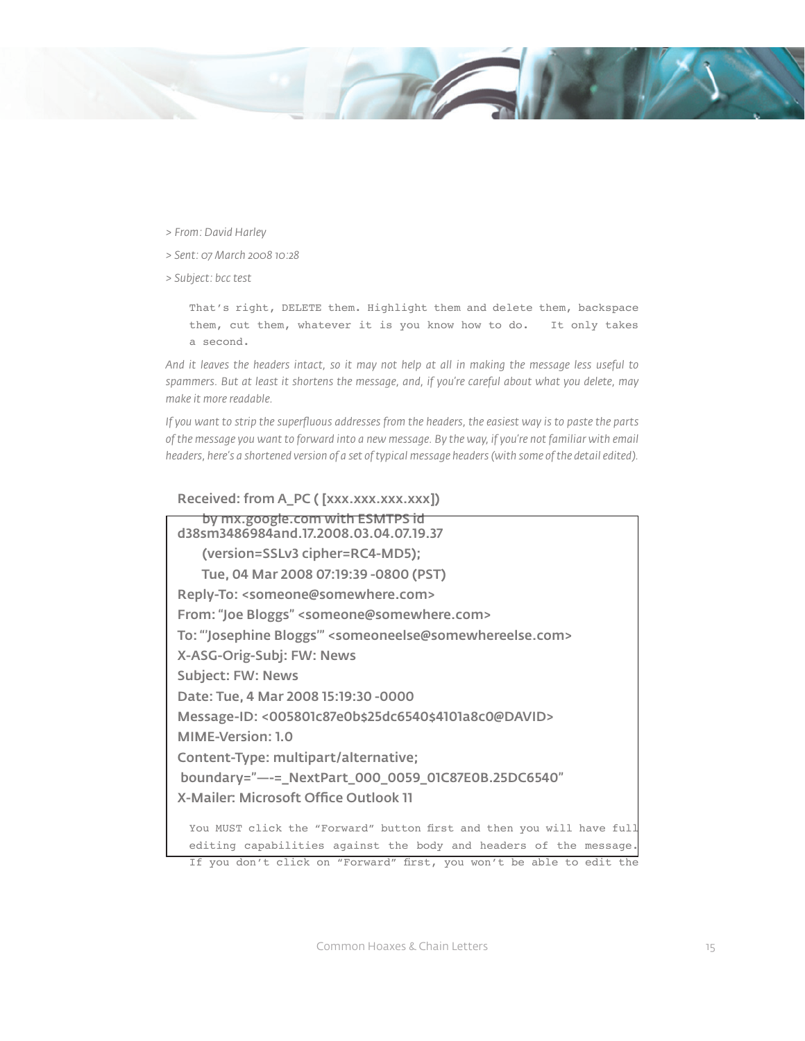> *From: David Harley*
>
> *Sent: 07 March 2008 10:28*
>
> *Subject: bcc test*

```
That's right, DELETE them. Highlight them and delete them, backspace
them, cut them, whatever it is you know how to do.   It only takes
a second.
```

*And it leaves the headers intact, so it may not help at all in making the message less useful to spammers. But at least it shortens the message, and, if you're careful about what you delete, may make it more readable.*

*If you want to strip the superfluous addresses from the headers, the easiest way is to paste the parts of the message you want to forward into a new message. By the way, if you're not familiar with email headers, here's a shortened version of a set of typical message headers (with some of the detail edited).*

```
Received: from A_PC ( [xxx.xxx.xxx.xxx])
    by mx.google.com with ESMTPS id
d38sm3486984and.17.2008.03.04.07.19.37
    (version=SSLv3 cipher=RC4-MD5);
    Tue, 04 Mar 2008 07:19:39 -0800 (PST)
Reply-To: <someone@somewhere.com>
From: "Joe Bloggs" <someone@somewhere.com>
To: "'Josephine Bloggs'" <someoneelse@somewhereelse.com>
X-ASG-Orig-Subj: FW: News
Subject: FW: News
Date: Tue, 4 Mar 2008 15:19:30 -0000
Message-ID: <005801c87e0b$25dc6540$4101a8c0@DAVID>
MIME-Version: 1.0
Content-Type: multipart/alternative;
 boundary="—-=_NextPart_000_0059_01C87E0B.25DC6540"
X-Mailer: Microsoft Office Outlook 11
```

```
You MUST click the "Forward" button first and then you will have full
editing capabilities against the body and headers of the message.
If you don't click on "Forward" first, you won't be able to edit the
```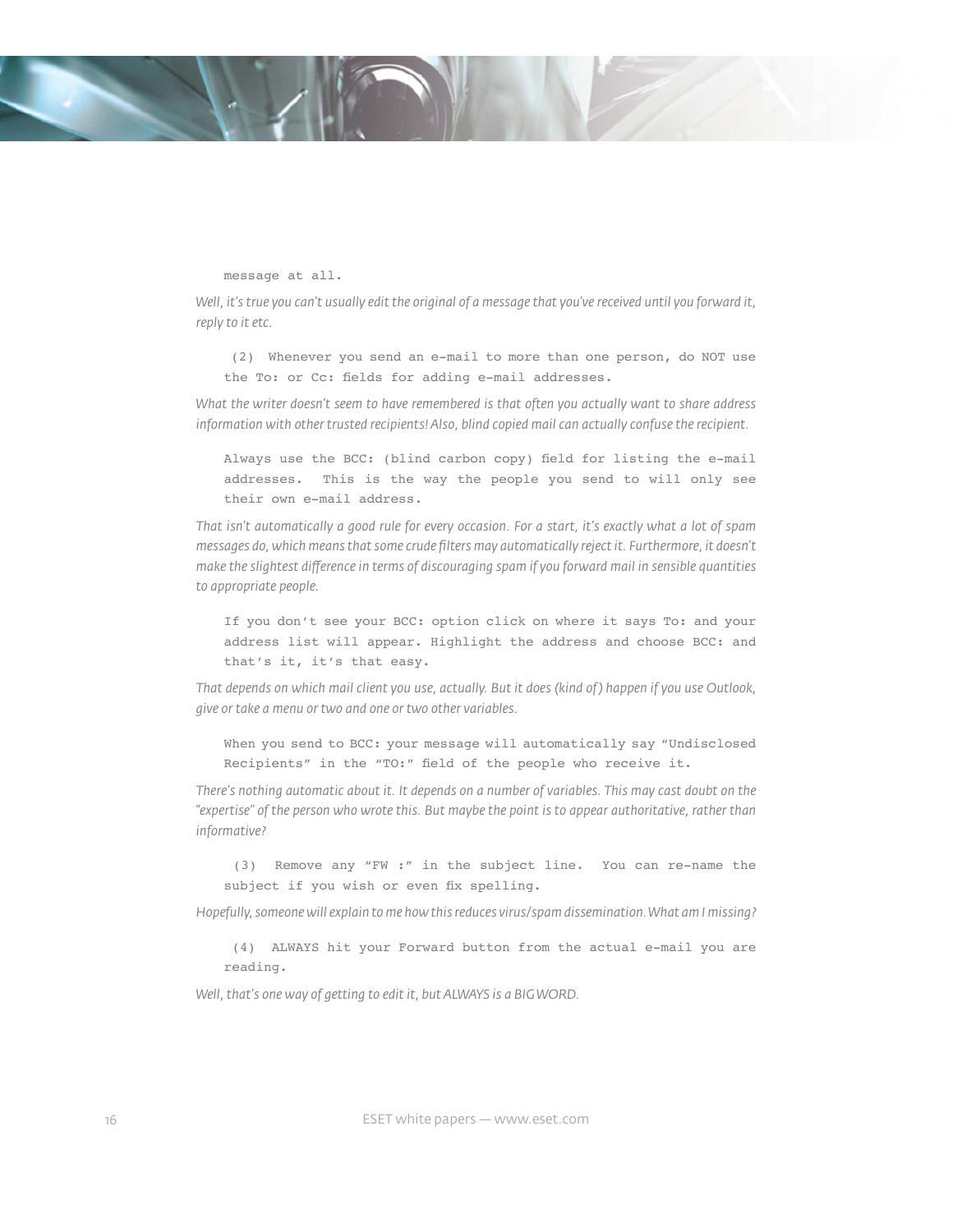```
message at all.
```

*Well, it's true you can't usually edit the original of a message that you've received until you forward it, reply to it etc.*

```
 (2)  Whenever you send an e-mail to more than one person, do NOT use
the To: or Cc: fields for adding e-mail addresses.
```

*What the writer doesn't seem to have remembered is that often you actually want to share address information with other trusted recipients! Also, blind copied mail can actually confuse the recipient.*

```
Always use the BCC: (blind carbon copy) field for listing the e-mail
addresses.  This is the way the people you send to will only see
their own e-mail address.
```

*That isn't automatically a good rule for every occasion. For a start, it's exactly what a lot of spam messages do, which means that some crude filters may automatically reject it. Furthermore, it doesn't make the slightest difference in terms of discouraging spam if you forward mail in sensible quantities to appropriate people.*

```
If you don't see your BCC: option click on where it says To: and your
address list will appear. Highlight the address and choose BCC: and
that's it, it's that easy.
```

*That depends on which mail client you use, actually. But it does (kind of) happen if you use Outlook, give or take a menu or two and one or two other variables.*

```
When you send to BCC: your message will automatically say "Undisclosed
Recipients" in the "TO:" field of the people who receive it.
```

*There's nothing automatic about it. It depends on a number of variables. This may cast doubt on the "expertise" of the person who wrote this. But maybe the point is to appear authoritative, rather than informative?*

```
 (3)  Remove any "FW :" in the subject line.  You can re-name the
subject if you wish or even fix spelling.
```

*Hopefully, someone will explain to me how this reduces virus/spam dissemination. What am I missing?*

```
 (4)  ALWAYS hit your Forward button from the actual e-mail you are
reading.
```

*Well, that's one way of getting to edit it, but ALWAYS is a BIG WORD.*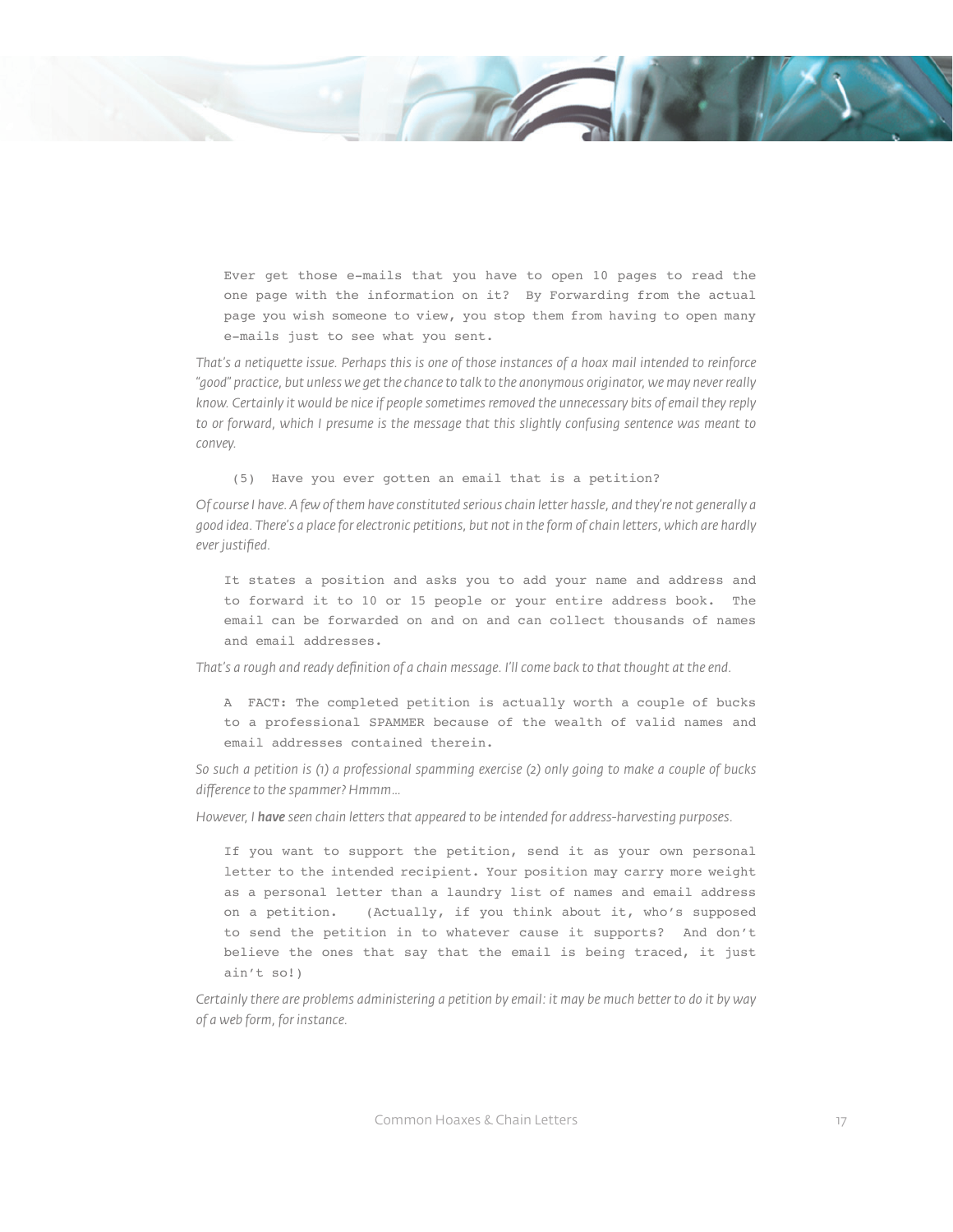> Ever get those e-mails that you have to open 10 pages to read the one page with the information on it? By Forwarding from the actual page you wish someone to view, you stop them from having to open many e-mails just to see what you sent.

*That's a netiquette issue. Perhaps this is one of those instances of a hoax mail intended to reinforce "good" practice, but unless we get the chance to talk to the anonymous originator, we may never really know. Certainly it would be nice if people sometimes removed the unnecessary bits of email they reply to or forward, which I presume is the message that this slightly confusing sentence was meant to convey.*

> (5) Have you ever gotten an email that is a petition?

*Of course I have. A few of them have constituted serious chain letter hassle, and they're not generally a good idea. There's a place for electronic petitions, but not in the form of chain letters, which are hardly ever justified.*

> It states a position and asks you to add your name and address and to forward it to 10 or 15 people or your entire address book. The email can be forwarded on and on and can collect thousands of names and email addresses.

*That's a rough and ready definition of a chain message. I'll come back to that thought at the end.*

> A FACT: The completed petition is actually worth a couple of bucks to a professional SPAMMER because of the wealth of valid names and email addresses contained therein.

*So such a petition is (1) a professional spamming exercise (2) only going to make a couple of bucks difference to the spammer? Hmmm…*

*However, I **have** seen chain letters that appeared to be intended for address-harvesting purposes.*

> If you want to support the petition, send it as your own personal letter to the intended recipient. Your position may carry more weight as a personal letter than a laundry list of names and email address on a petition. (Actually, if you think about it, who's supposed to send the petition in to whatever cause it supports? And don't believe the ones that say that the email is being traced, it just ain't so!)

*Certainly there are problems administering a petition by email: it may be much better to do it by way of a web form, for instance.*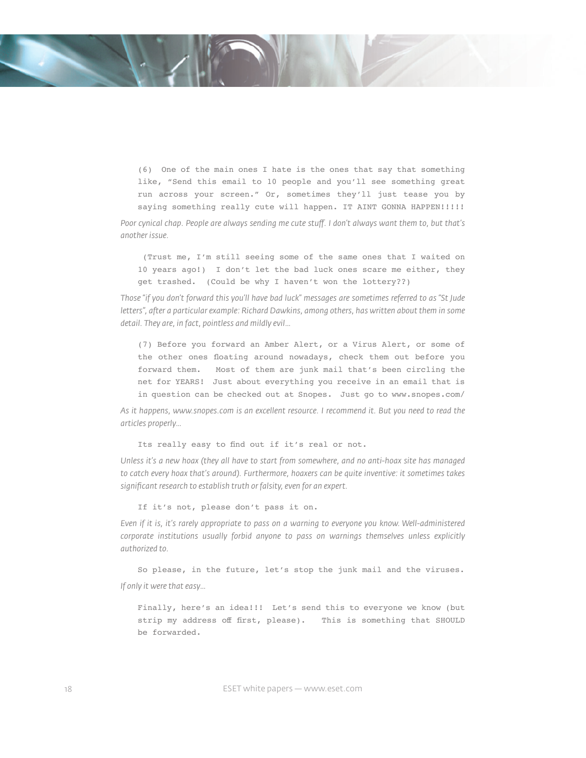(6) One of the main ones I hate is the ones that say that something like, "Send this email to 10 people and you'll see something great run across your screen." Or, sometimes they'll just tease you by saying something really cute will happen. IT AINT GONNA HAPPEN!!!!!

*Poor cynical chap. People are always sending me cute stuff. I don't always want them to, but that's another issue.*

(Trust me, I'm still seeing some of the same ones that I waited on 10 years ago!) I don't let the bad luck ones scare me either, they get trashed. (Could be why I haven't won the lottery??)

*Those "if you don't forward this you'll have bad luck" messages are sometimes referred to as "St Jude letters", after a particular example: Richard Dawkins, among others, has written about them in some detail. They are, in fact, pointless and mildly evil…*

(7) Before you forward an Amber Alert, or a Virus Alert, or some of the other ones floating around nowadays, check them out before you forward them. Most of them are junk mail that's been circling the net for YEARS! Just about everything you receive in an email that is in question can be checked out at Snopes. Just go to www.snopes.com/

*As it happens, www.snopes.com is an excellent resource. I recommend it. But you need to read the articles properly…*

Its really easy to find out if it's real or not.

*Unless it's a new hoax (they all have to start from somewhere, and no anti-hoax site has managed to catch every hoax that's around). Furthermore, hoaxers can be quite inventive: it sometimes takes significant research to establish truth or falsity, even for an expert.*

If it's not, please don't pass it on.

*Even if it is, it's rarely appropriate to pass on a warning to everyone you know. Well-administered corporate institutions usually forbid anyone to pass on warnings themselves unless explicitly authorized to.*

So please, in the future, let's stop the junk mail and the viruses.

*If only it were that easy…*

Finally, here's an idea!!! Let's send this to everyone we know (but strip my address off first, please). This is something that SHOULD be forwarded.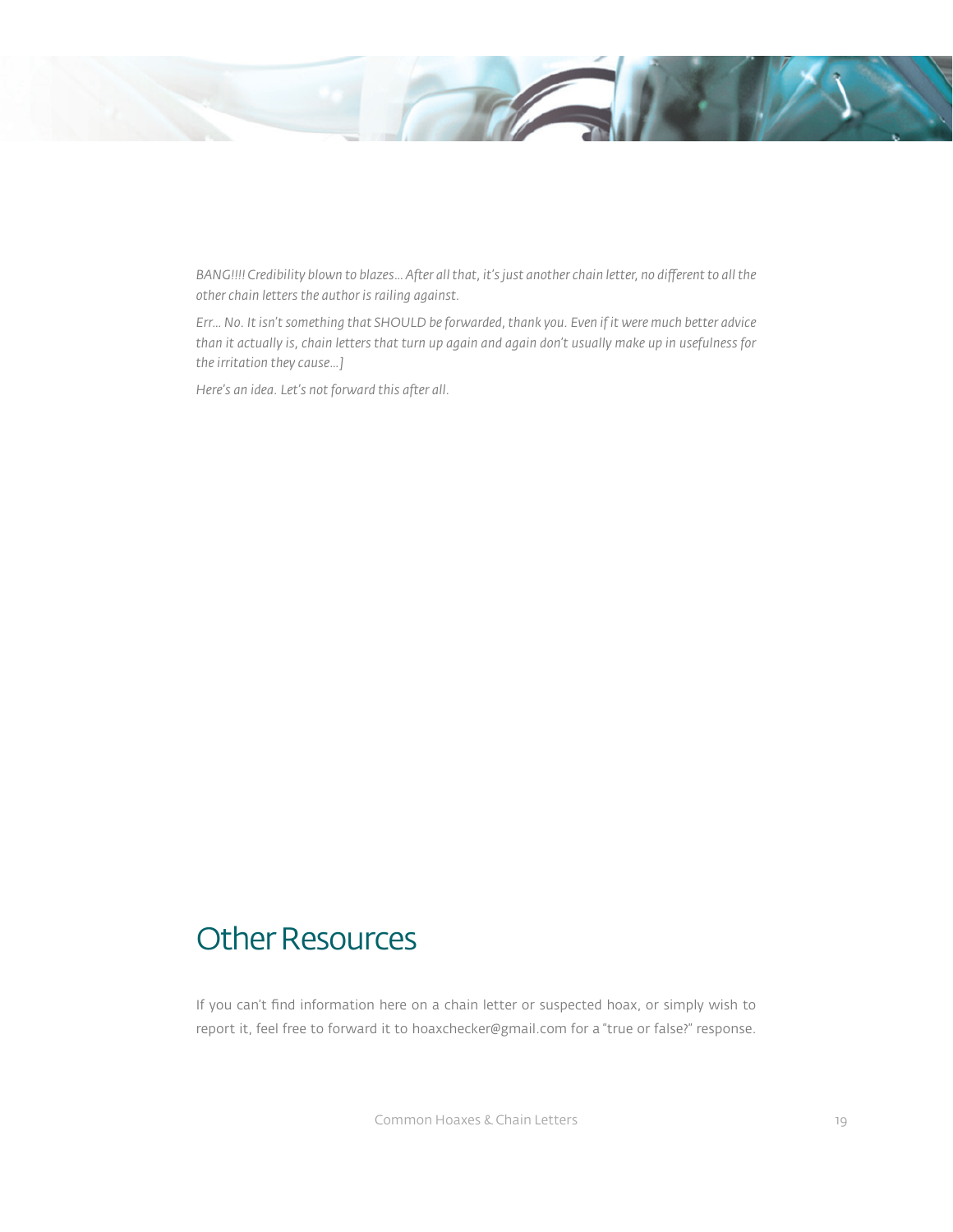*BANG!!!! Credibility blown to blazes… After all that, it's just another chain letter, no different to all the other chain letters the author is railing against.*

*Err… No. It isn't something that SHOULD be forwarded, thank you. Even if it were much better advice than it actually is, chain letters that turn up again and again don't usually make up in usefulness for the irritation they cause…]*

*Here's an idea. Let's not forward this after all.*

## Other Resources

If you can't find information here on a chain letter or suspected hoax, or simply wish to report it, feel free to forward it to hoaxchecker@gmail.com for a "true or false?" response.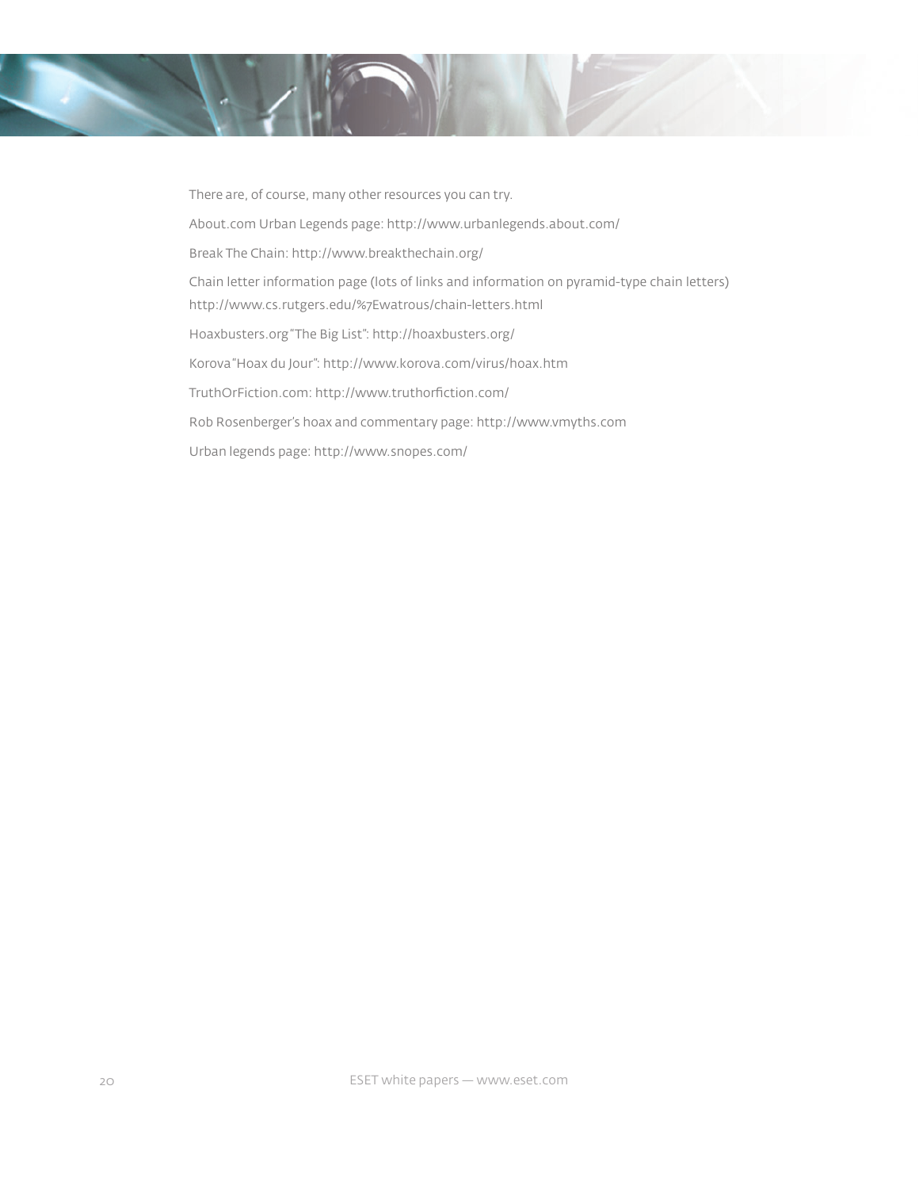There are, of course, many other resources you can try.

About.com Urban Legends page: http://www.urbanlegends.about.com/

Break The Chain: http://www.breakthechain.org/

Chain letter information page (lots of links and information on pyramid-type chain letters) http://www.cs.rutgers.edu/%7Ewatrous/chain-letters.html

Hoaxbusters.org "The Big List": http://hoaxbusters.org/

Korova "Hoax du Jour": http://www.korova.com/virus/hoax.htm

TruthOrFiction.com: http://www.truthorfiction.com/

Rob Rosenberger's hoax and commentary page: http://www.vmyths.com

Urban legends page: http://www.snopes.com/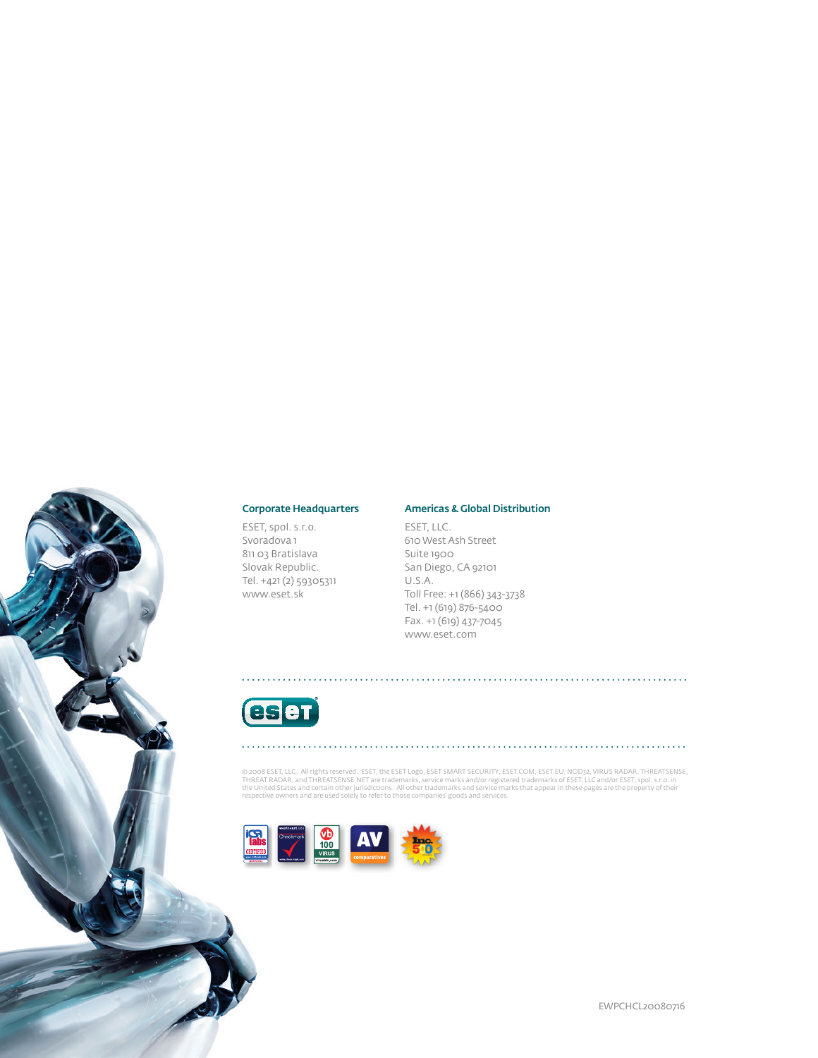#### Corporate Headquarters

ESET, spol. s.r.o.
Svoradova 1
811 03 Bratislava
Slovak Republic.
Tel. +421 (2) 59305311
www.eset.sk

#### Americas & Global Distribution

ESET, LLC.
610 West Ash Street
Suite 1900
San Diego, CA 92101
U.S.A.
Toll Free: +1 (866) 343-3738
Tel. +1 (619) 876-5400
Fax. +1 (619) 437-7045
www.eset.com

© 2008 ESET, LLC. All rights reserved. ESET, the ESET Logo, ESET SMART SECURITY, ESET.COM, ESET.EU, NOD32, VIRUS RADAR, THREATSENSE, THREAT RADAR, and THREATSENSE.NET are trademarks, service marks and/or registered trademarks of ESET, LLC and/or ESET, spol. s.r.o. in the United States and certain other jurisdictions. All other trademarks and service marks that appear in these pages are the property of their respective owners and are used solely to refer to those companies' goods and services.

EWPCHCL20080716